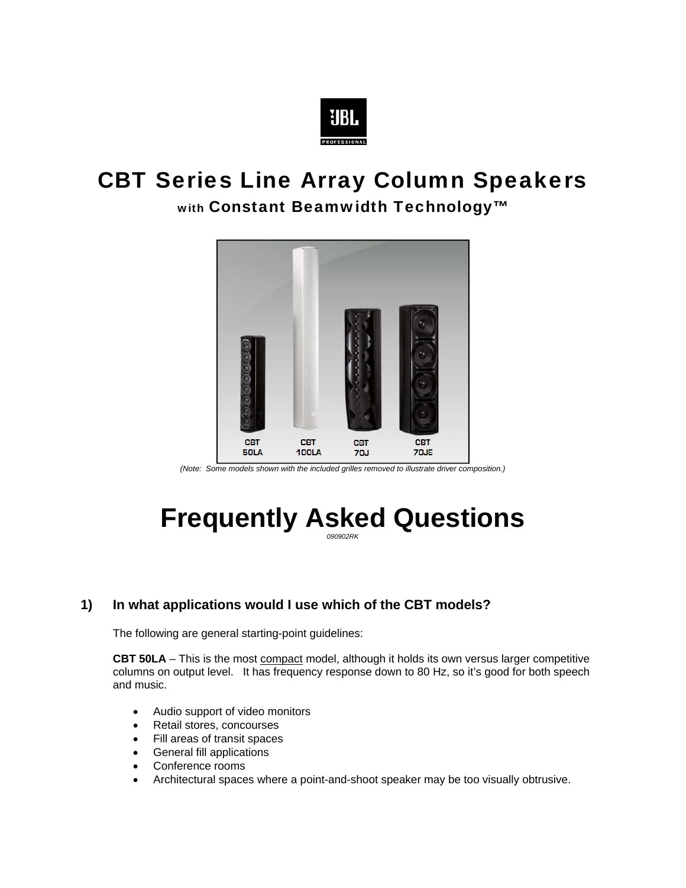# CBT Series Line Array Column Speakers

## with Constant Beamwidth Technology™

*(Note: Some models shown with the included grilles removed to illustrate driver composition.)*

# Frequently Asked Questions

*090902RK*

### 1) In what applications would I use which of the CBT models?

The following are general starting-point guidelines:

**CBT 50LA** – This is the most compact model, although it holds its own versus larger competitive columns on output level. It has frequency response down to 80 Hz, so it's good for both speech and music.

- Audio support of video monitors
- Retail stores, concourses
- Fill areas of transit spaces
- General fill applications
- Conference rooms
- Architectural spaces where a point-and-shoot speaker may be too visually obtrusive.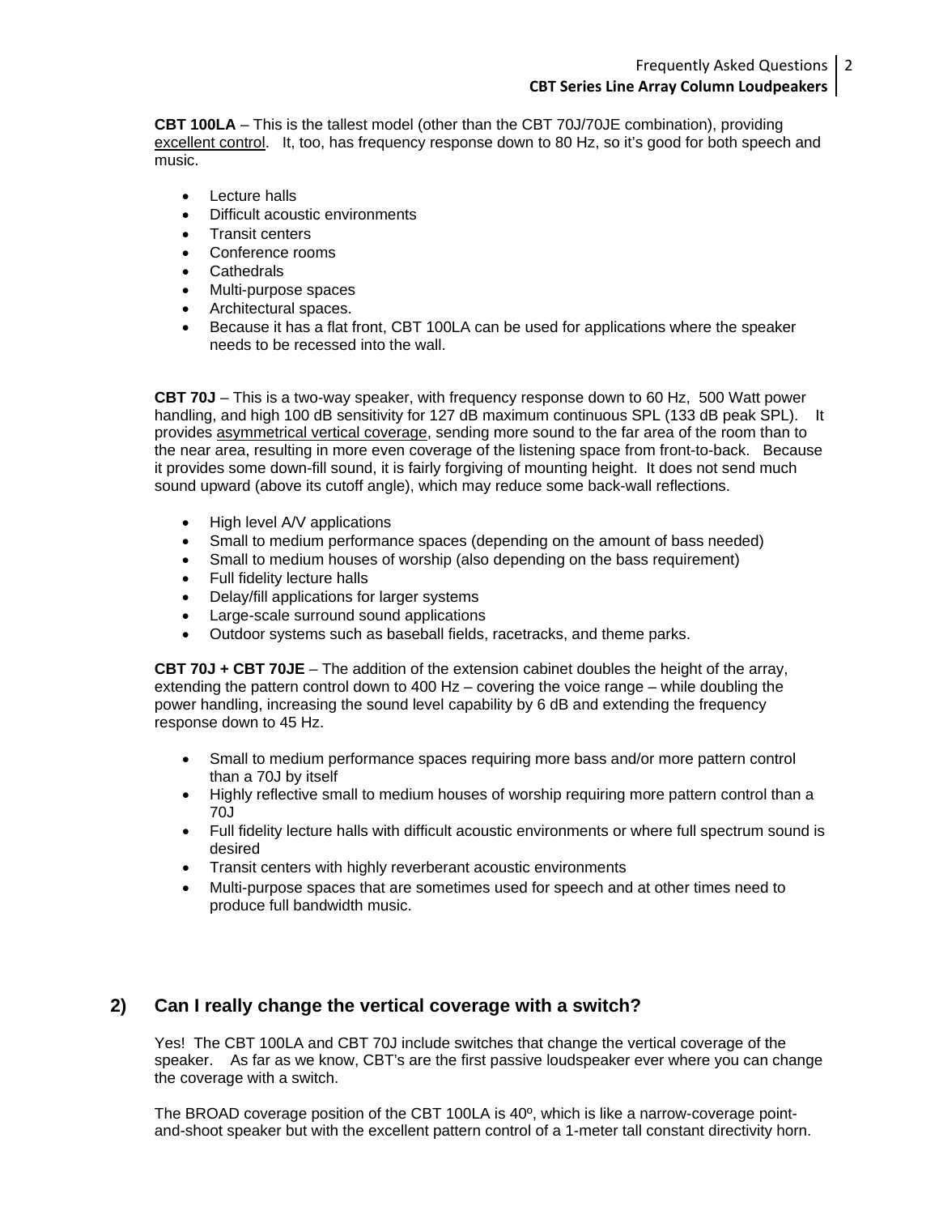**CBT 100LA** – This is the tallest model (other than the CBT 70J/70JE combination), providing excellent control. It, too, has frequency response down to 80 Hz, so it's good for both speech and music.

- Lecture halls
- Difficult acoustic environments
- Transit centers
- Conference rooms
- Cathedrals
- Multi-purpose spaces
- Architectural spaces.
- Because it has a flat front, CBT 100LA can be used for applications where the speaker needs to be recessed into the wall.

**CBT 70J** – This is a two-way speaker, with frequency response down to 60 Hz, 500 Watt power handling, and high 100 dB sensitivity for 127 dB maximum continuous SPL (133 dB peak SPL). It provides asymmetrical vertical coverage, sending more sound to the far area of the room than to the near area, resulting in more even coverage of the listening space from front-to-back. Because it provides some down-fill sound, it is fairly forgiving of mounting height. It does not send much sound upward (above its cutoff angle), which may reduce some back-wall reflections.

- High level A/V applications
- Small to medium performance spaces (depending on the amount of bass needed)
- Small to medium houses of worship (also depending on the bass requirement)
- Full fidelity lecture halls
- Delay/fill applications for larger systems
- Large-scale surround sound applications
- Outdoor systems such as baseball fields, racetracks, and theme parks.

**CBT 70J + CBT 70JE** – The addition of the extension cabinet doubles the height of the array, extending the pattern control down to 400 Hz – covering the voice range – while doubling the power handling, increasing the sound level capability by 6 dB and extending the frequency response down to 45 Hz.

- Small to medium performance spaces requiring more bass and/or more pattern control than a 70J by itself
- Highly reflective small to medium houses of worship requiring more pattern control than a 70J
- Full fidelity lecture halls with difficult acoustic environments or where full spectrum sound is desired
- Transit centers with highly reverberant acoustic environments
- Multi-purpose spaces that are sometimes used for speech and at other times need to produce full bandwidth music.

## 2) Can I really change the vertical coverage with a switch?

Yes! The CBT 100LA and CBT 70J include switches that change the vertical coverage of the speaker. As far as we know, CBT's are the first passive loudspeaker ever where you can change the coverage with a switch.

The BROAD coverage position of the CBT 100LA is 40º, which is like a narrow-coverage point-and-shoot speaker but with the excellent pattern control of a 1-meter tall constant directivity horn.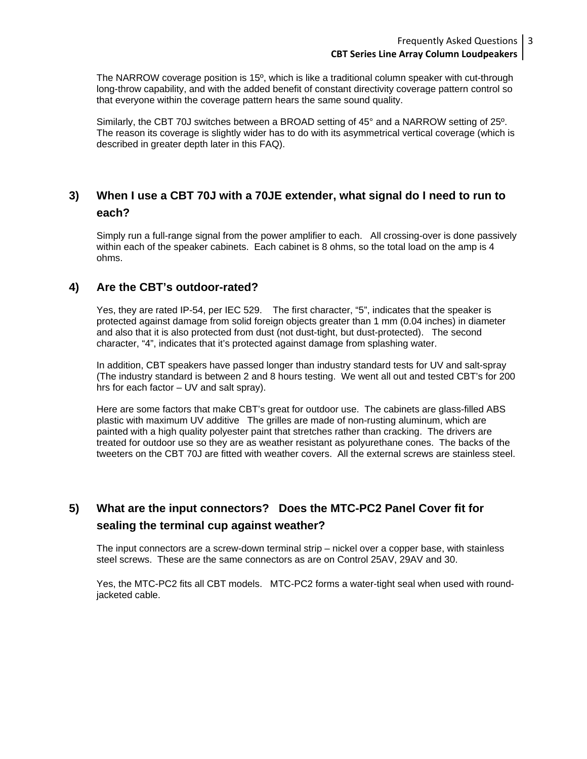The NARROW coverage position is 15º, which is like a traditional column speaker with cut-through long-throw capability, and with the added benefit of constant directivity coverage pattern control so that everyone within the coverage pattern hears the same sound quality.

Similarly, the CBT 70J switches between a BROAD setting of 45° and a NARROW setting of 25º. The reason its coverage is slightly wider has to do with its asymmetrical vertical coverage (which is described in greater depth later in this FAQ).

## 3) When I use a CBT 70J with a 70JE extender, what signal do I need to run to each?

Simply run a full-range signal from the power amplifier to each. All crossing-over is done passively within each of the speaker cabinets. Each cabinet is 8 ohms, so the total load on the amp is 4 ohms.

## 4) Are the CBT's outdoor-rated?

Yes, they are rated IP-54, per IEC 529. The first character, "5", indicates that the speaker is protected against damage from solid foreign objects greater than 1 mm (0.04 inches) in diameter and also that it is also protected from dust (not dust-tight, but dust-protected). The second character, "4", indicates that it's protected against damage from splashing water.

In addition, CBT speakers have passed longer than industry standard tests for UV and salt-spray (The industry standard is between 2 and 8 hours testing. We went all out and tested CBT's for 200 hrs for each factor – UV and salt spray).

Here are some factors that make CBT's great for outdoor use. The cabinets are glass-filled ABS plastic with maximum UV additive The grilles are made of non-rusting aluminum, which are painted with a high quality polyester paint that stretches rather than cracking. The drivers are treated for outdoor use so they are as weather resistant as polyurethane cones. The backs of the tweeters on the CBT 70J are fitted with weather covers. All the external screws are stainless steel.

## 5) What are the input connectors? Does the MTC-PC2 Panel Cover fit for sealing the terminal cup against weather?

The input connectors are a screw-down terminal strip – nickel over a copper base, with stainless steel screws. These are the same connectors as are on Control 25AV, 29AV and 30.

Yes, the MTC-PC2 fits all CBT models. MTC-PC2 forms a water-tight seal when used with round-jacketed cable.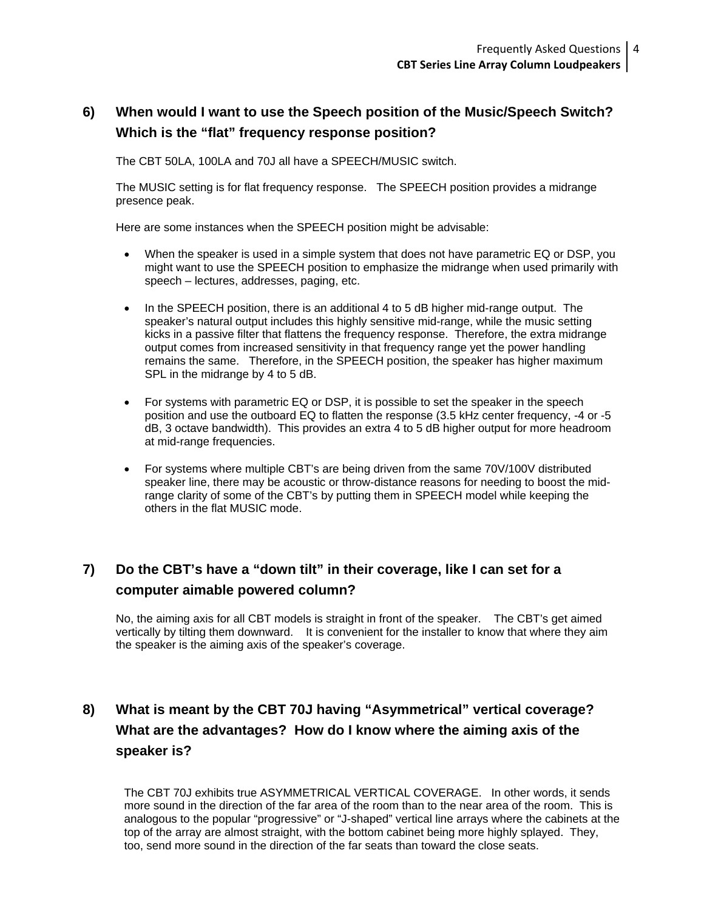## 6) When would I want to use the Speech position of the Music/Speech Switch? Which is the "flat" frequency response position?

The CBT 50LA, 100LA and 70J all have a SPEECH/MUSIC switch.

The MUSIC setting is for flat frequency response. The SPEECH position provides a midrange presence peak.

Here are some instances when the SPEECH position might be advisable:

- When the speaker is used in a simple system that does not have parametric EQ or DSP, you might want to use the SPEECH position to emphasize the midrange when used primarily with speech – lectures, addresses, paging, etc.
- In the SPEECH position, there is an additional 4 to 5 dB higher mid-range output. The speaker's natural output includes this highly sensitive mid-range, while the music setting kicks in a passive filter that flattens the frequency response. Therefore, the extra midrange output comes from increased sensitivity in that frequency range yet the power handling remains the same. Therefore, in the SPEECH position, the speaker has higher maximum SPL in the midrange by 4 to 5 dB.
- For systems with parametric EQ or DSP, it is possible to set the speaker in the speech position and use the outboard EQ to flatten the response (3.5 kHz center frequency, -4 or -5 dB, 3 octave bandwidth). This provides an extra 4 to 5 dB higher output for more headroom at mid-range frequencies.
- For systems where multiple CBT's are being driven from the same 70V/100V distributed speaker line, there may be acoustic or throw-distance reasons for needing to boost the mid-range clarity of some of the CBT's by putting them in SPEECH model while keeping the others in the flat MUSIC mode.

## 7) Do the CBT's have a "down tilt" in their coverage, like I can set for a computer aimable powered column?

No, the aiming axis for all CBT models is straight in front of the speaker. The CBT's get aimed vertically by tilting them downward. It is convenient for the installer to know that where they aim the speaker is the aiming axis of the speaker's coverage.

## 8) What is meant by the CBT 70J having "Asymmetrical" vertical coverage? What are the advantages? How do I know where the aiming axis of the speaker is?

The CBT 70J exhibits true ASYMMETRICAL VERTICAL COVERAGE. In other words, it sends more sound in the direction of the far area of the room than to the near area of the room. This is analogous to the popular "progressive" or "J-shaped" vertical line arrays where the cabinets at the top of the array are almost straight, with the bottom cabinet being more highly splayed. They, too, send more sound in the direction of the far seats than toward the close seats.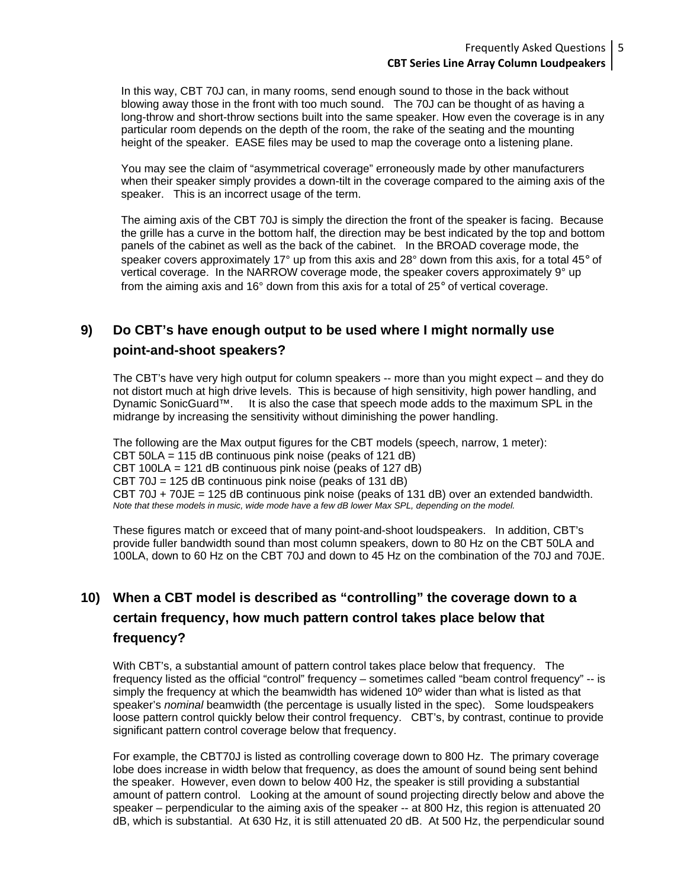In this way, CBT 70J can, in many rooms, send enough sound to those in the back without blowing away those in the front with too much sound. The 70J can be thought of as having a long-throw and short-throw sections built into the same speaker. How even the coverage is in any particular room depends on the depth of the room, the rake of the seating and the mounting height of the speaker. EASE files may be used to map the coverage onto a listening plane.

You may see the claim of "asymmetrical coverage" erroneously made by other manufacturers when their speaker simply provides a down-tilt in the coverage compared to the aiming axis of the speaker. This is an incorrect usage of the term.

The aiming axis of the CBT 70J is simply the direction the front of the speaker is facing. Because the grille has a curve in the bottom half, the direction may be best indicated by the top and bottom panels of the cabinet as well as the back of the cabinet. In the BROAD coverage mode, the speaker covers approximately 17° up from this axis and 28° down from this axis, for a total 45° of vertical coverage. In the NARROW coverage mode, the speaker covers approximately 9° up from the aiming axis and 16° down from this axis for a total of 25° of vertical coverage.

## 9) Do CBT's have enough output to be used where I might normally use point-and-shoot speakers?

The CBT's have very high output for column speakers -- more than you might expect – and they do not distort much at high drive levels. This is because of high sensitivity, high power handling, and Dynamic SonicGuard™. It is also the case that speech mode adds to the maximum SPL in the midrange by increasing the sensitivity without diminishing the power handling.

The following are the Max output figures for the CBT models (speech, narrow, 1 meter):
CBT 50LA = 115 dB continuous pink noise (peaks of 121 dB)
CBT 100LA = 121 dB continuous pink noise (peaks of 127 dB)
CBT 70J = 125 dB continuous pink noise (peaks of 131 dB)
CBT 70J + 70JE = 125 dB continuous pink noise (peaks of 131 dB) over an extended bandwidth.
*Note that these models in music, wide mode have a few dB lower Max SPL, depending on the model.*

These figures match or exceed that of many point-and-shoot loudspeakers. In addition, CBT's provide fuller bandwidth sound than most column speakers, down to 80 Hz on the CBT 50LA and 100LA, down to 60 Hz on the CBT 70J and down to 45 Hz on the combination of the 70J and 70JE.

## 10) When a CBT model is described as "controlling" the coverage down to a certain frequency, how much pattern control takes place below that frequency?

With CBT's, a substantial amount of pattern control takes place below that frequency. The frequency listed as the official "control" frequency – sometimes called "beam control frequency" -- is simply the frequency at which the beamwidth has widened 10º wider than what is listed as that speaker's *nominal* beamwidth (the percentage is usually listed in the spec). Some loudspeakers loose pattern control quickly below their control frequency. CBT's, by contrast, continue to provide significant pattern control coverage below that frequency.

For example, the CBT70J is listed as controlling coverage down to 800 Hz. The primary coverage lobe does increase in width below that frequency, as does the amount of sound being sent behind the speaker. However, even down to below 400 Hz, the speaker is still providing a substantial amount of pattern control. Looking at the amount of sound projecting directly below and above the speaker – perpendicular to the aiming axis of the speaker -- at 800 Hz, this region is attenuated 20 dB, which is substantial. At 630 Hz, it is still attenuated 20 dB. At 500 Hz, the perpendicular sound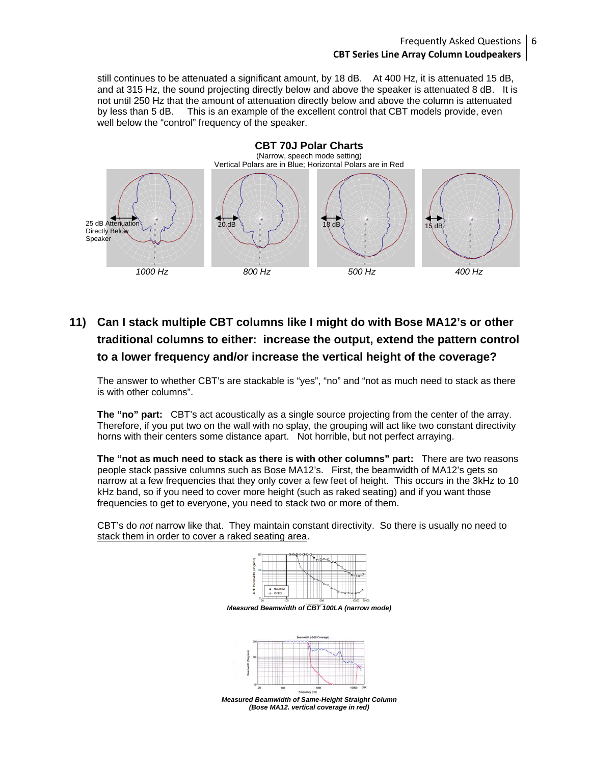still continues to be attenuated a significant amount, by 18 dB. At 400 Hz, it is attenuated 15 dB, and at 315 Hz, the sound projecting directly below and above the speaker is attenuated 8 dB. It is not until 250 Hz that the amount of attenuation directly below and above the column is attenuated by less than 5 dB. This is an example of the excellent control that CBT models provide, even well below the "control" frequency of the speaker.

**CBT 70J Polar Charts**

(Narrow, speech mode setting)

Vertical Polars are in Blue; Horizontal Polars are in Red

25 dB Attenuation Directly Below Speaker — *1000 Hz*

20 dB — *800 Hz*

18 dB — *500 Hz*

15 dB — *400 Hz*

## 11) Can I stack multiple CBT columns like I might do with Bose MA12's or other traditional columns to either: increase the output, extend the pattern control to a lower frequency and/or increase the vertical height of the coverage?

The answer to whether CBT's are stackable is "yes", "no" and "not as much need to stack as there is with other columns".

**The "no" part:** CBT's act acoustically as a single source projecting from the center of the array. Therefore, if you put two on the wall with no splay, the grouping will act like two constant directivity horns with their centers some distance apart. Not horrible, but not perfect arraying.

**The "not as much need to stack as there is with other columns" part:** There are two reasons people stack passive columns such as Bose MA12's. First, the beamwidth of MA12's gets so narrow at a few frequencies that they only cover a few feet of height. This occurs in the 3kHz to 10 kHz band, so if you need to cover more height (such as raked seating) and if you want those frequencies to get to everyone, you need to stack two or more of them.

CBT's do *not* narrow like that. They maintain constant directivity. So <u>there is usually no need to stack them in order to cover a raked seating area</u>.

***Measured Beamwidth of CBT 100LA (narrow mode)***

***Measured Beamwidth of Same-Height Straight Column (Bose MA12. vertical coverage in red)***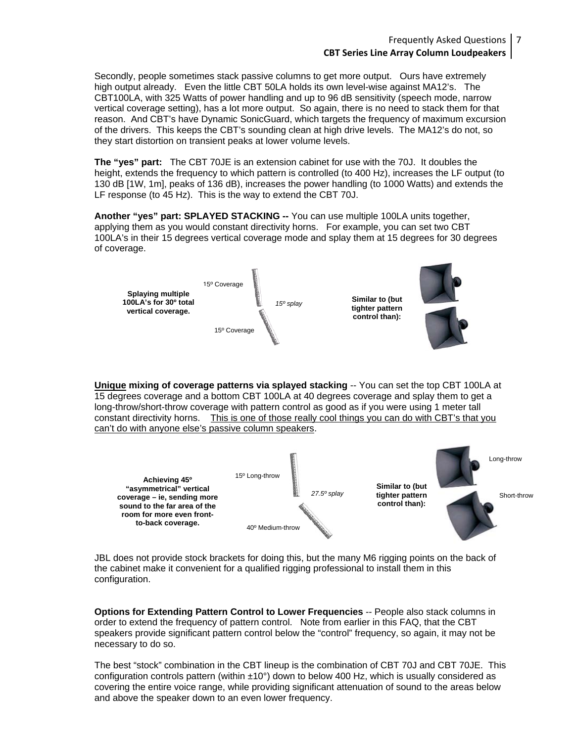Secondly, people sometimes stack passive columns to get more output. Ours have extremely high output already. Even the little CBT 50LA holds its own level-wise against MA12's. The CBT100LA, with 325 Watts of power handling and up to 96 dB sensitivity (speech mode, narrow vertical coverage setting), has a lot more output. So again, there is no need to stack them for that reason. And CBT's have Dynamic SonicGuard, which targets the frequency of maximum excursion of the drivers. This keeps the CBT's sounding clean at high drive levels. The MA12's do not, so they start distortion on transient peaks at lower volume levels.

**The "yes" part:** The CBT 70JE is an extension cabinet for use with the 70J. It doubles the height, extends the frequency to which pattern is controlled (to 400 Hz), increases the LF output (to 130 dB [1W, 1m], peaks of 136 dB), increases the power handling (to 1000 Watts) and extends the LF response (to 45 Hz). This is the way to extend the CBT 70J.

**Another "yes" part: SPLAYED STACKING --** You can use multiple 100LA units together, applying them as you would constant directivity horns. For example, you can set two CBT 100LA's in their 15 degrees vertical coverage mode and splay them at 15 degrees for 30 degrees of coverage.

**Splaying multiple 100LA's for 30º total vertical coverage.**

15º Coverage

*15º splay*

15º Coverage

**Similar to (but tighter pattern control than):**

**Unique mixing of coverage patterns via splayed stacking** -- You can set the top CBT 100LA at 15 degrees coverage and a bottom CBT 100LA at 40 degrees coverage and splay them to get a long-throw/short-throw coverage with pattern control as good as if you were using 1 meter tall constant directivity horns. This is one of those really cool things you can do with CBT's that you can't do with anyone else's passive column speakers.

**Achieving 45º "asymmetrical" vertical coverage – ie, sending more sound to the far area of the room for more even front-to-back coverage.**

15º Long-throw

*27.5º splay*

40º Medium-throw

**Similar to (but tighter pattern control than):**

Long-throw

Short-throw

JBL does not provide stock brackets for doing this, but the many M6 rigging points on the back of the cabinet make it convenient for a qualified rigging professional to install them in this configuration.

**Options for Extending Pattern Control to Lower Frequencies** -- People also stack columns in order to extend the frequency of pattern control. Note from earlier in this FAQ, that the CBT speakers provide significant pattern control below the "control" frequency, so again, it may not be necessary to do so.

The best "stock" combination in the CBT lineup is the combination of CBT 70J and CBT 70JE. This configuration controls pattern (within ±10°) down to below 400 Hz, which is usually considered as covering the entire voice range, while providing significant attenuation of sound to the areas below and above the speaker down to an even lower frequency.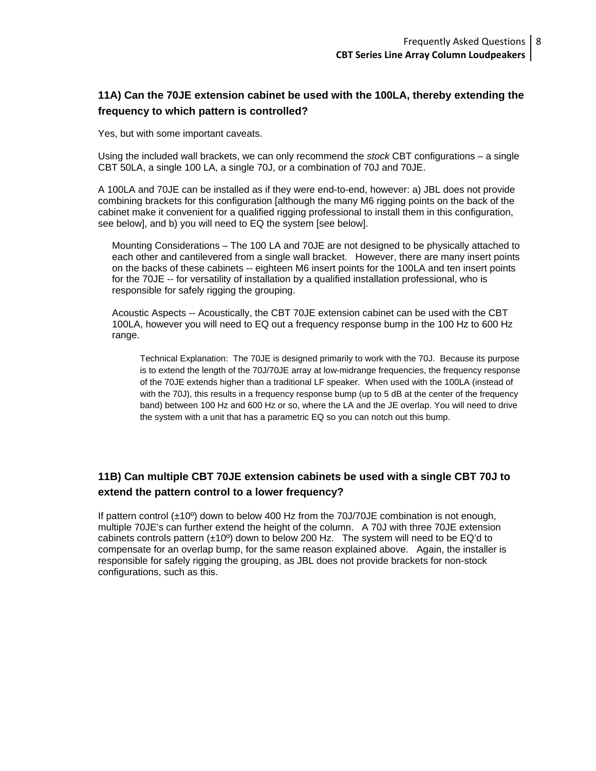### 11A) Can the 70JE extension cabinet be used with the 100LA, thereby extending the frequency to which pattern is controlled?

Yes, but with some important caveats.

Using the included wall brackets, we can only recommend the *stock* CBT configurations – a single CBT 50LA, a single 100 LA, a single 70J, or a combination of 70J and 70JE.

A 100LA and 70JE can be installed as if they were end-to-end, however: a) JBL does not provide combining brackets for this configuration [although the many M6 rigging points on the back of the cabinet make it convenient for a qualified rigging professional to install them in this configuration, see below], and b) you will need to EQ the system [see below].

> Mounting Considerations – The 100 LA and 70JE are not designed to be physically attached to each other and cantilevered from a single wall bracket. However, there are many insert points on the backs of these cabinets -- eighteen M6 insert points for the 100LA and ten insert points for the 70JE -- for versatility of installation by a qualified installation professional, who is responsible for safely rigging the grouping.
>
> Acoustic Aspects -- Acoustically, the CBT 70JE extension cabinet can be used with the CBT 100LA, however you will need to EQ out a frequency response bump in the 100 Hz to 600 Hz range.
>
>> Technical Explanation: The 70JE is designed primarily to work with the 70J. Because its purpose is to extend the length of the 70J/70JE array at low-midrange frequencies, the frequency response of the 70JE extends higher than a traditional LF speaker. When used with the 100LA (instead of with the 70J), this results in a frequency response bump (up to 5 dB at the center of the frequency band) between 100 Hz and 600 Hz or so, where the LA and the JE overlap. You will need to drive the system with a unit that has a parametric EQ so you can notch out this bump.

### 11B) Can multiple CBT 70JE extension cabinets be used with a single CBT 70J to extend the pattern control to a lower frequency?

If pattern control (±10º) down to below 400 Hz from the 70J/70JE combination is not enough, multiple 70JE's can further extend the height of the column. A 70J with three 70JE extension cabinets controls pattern (±10º) down to below 200 Hz. The system will need to be EQ'd to compensate for an overlap bump, for the same reason explained above. Again, the installer is responsible for safely rigging the grouping, as JBL does not provide brackets for non-stock configurations, such as this.